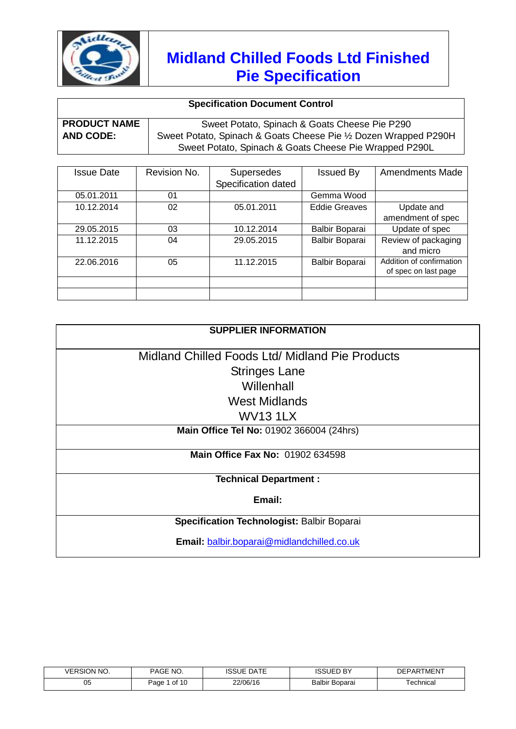# Midland Chilled Foods Ltd Finished Pie Specification

| Specification Document Control | |
|---|---|
| **PRODUCT NAME AND CODE:** | Sweet Potato, Spinach & Goats Cheese Pie P290<br>Sweet Potato, Spinach & Goats Cheese Pie ½ Dozen Wrapped P290H<br>Sweet Potato, Spinach & Goats Cheese Pie Wrapped P290L |

| Issue Date | Revision No. | Supersedes Specification dated | Issued By | Amendments Made |
|---|---|---|---|---|
| 05.01.2011 | 01 | | Gemma Wood | |
| 10.12.2014 | 02 | 05.01.2011 | Eddie Greaves | Update and amendment of spec |
| 29.05.2015 | 03 | 10.12.2014 | Balbir Boparai | Update of spec |
| 11.12.2015 | 04 | 29.05.2015 | Balbir Boparai | Review of packaging and micro |
| 22.06.2016 | 05 | 11.12.2015 | Balbir Boparai | Addition of confirmation of spec on last page |
| | | | | |
| | | | | |

| SUPPLIER INFORMATION |
|---|
| Midland Chilled Foods Ltd/ Midland Pie Products<br>Stringes Lane<br>Willenhall<br>West Midlands<br>WV13 1LX |
| **Main Office Tel No:** 01902 366004 (24hrs) |
| **Main Office Fax No:** 01902 634598 |
| **Technical Department :**<br>**Email:** |
| **Specification Technologist:** Balbir Boparai<br>**Email:** balbir.boparai@midlandchilled.co.uk |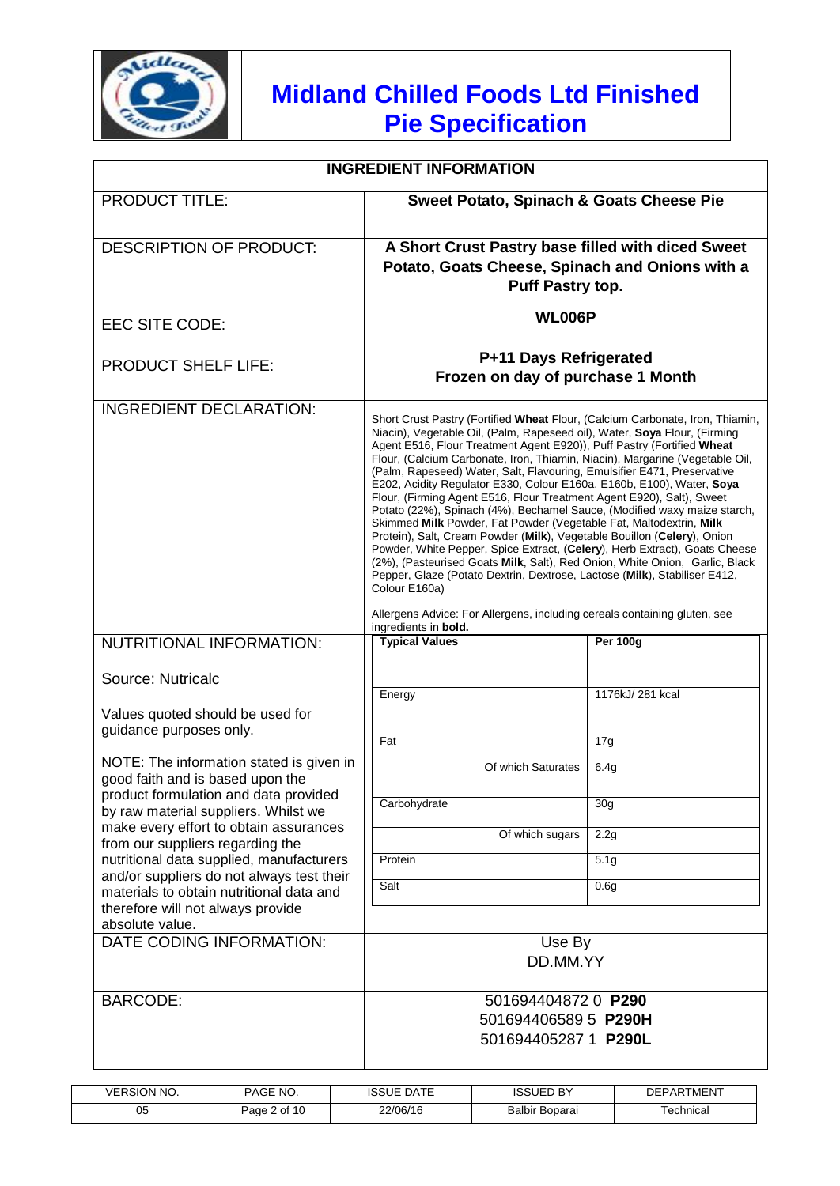# Midland Chilled Foods Ltd Finished Pie Specification

| INGREDIENT INFORMATION | |
|---|---|
| PRODUCT TITLE: | **Sweet Potato, Spinach & Goats Cheese Pie** |
| DESCRIPTION OF PRODUCT: | **A Short Crust Pastry base filled with diced Sweet Potato, Goats Cheese, Spinach and Onions with a Puff Pastry top.** |
| EEC SITE CODE: | **WL006P** |
| PRODUCT SHELF LIFE: | **P+11 Days Refrigerated**<br>**Frozen on day of purchase 1 Month** |
| INGREDIENT DECLARATION: | Short Crust Pastry (Fortified **Wheat** Flour, (Calcium Carbonate, Iron, Thiamin, Niacin), Vegetable Oil, (Palm, Rapeseed oil), Water, **Soya** Flour, (Firming Agent E516, Flour Treatment Agent E920)), Puff Pastry (Fortified **Wheat** Flour, (Calcium Carbonate, Iron, Thiamin, Niacin), Margarine (Vegetable Oil, (Palm, Rapeseed) Water, Salt, Flavouring, Emulsifier E471, Preservative E202, Acidity Regulator E330, Colour E160a, E160b, E100), Water, **Soya** Flour, (Firming Agent E516, Flour Treatment Agent E920), Salt), Sweet Potato (22%), Spinach (4%), Bechamel Sauce, (Modified waxy maize starch, Skimmed **Milk** Powder, Fat Powder (Vegetable Fat, Maltodextrin, **Milk** Protein), Salt, Cream Powder (**Milk**), Vegetable Bouillon (**Celery**), Onion Powder, White Pepper, Spice Extract, (**Celery**), Herb Extract), Goats Cheese (2%), (Pasteurised Goats **Milk**, Salt), Red Onion, White Onion, Garlic, Black Pepper, Glaze (Potato Dextrin, Dextrose, Lactose (**Milk**), Stabiliser E412, Colour E160a)<br><br>Allergens Advice: For Allergens, including cereals containing gluten, see ingredients in **bold**. |
| NUTRITIONAL INFORMATION:<br><br>Source: Nutricalc<br><br>Values quoted should be used for guidance purposes only.<br><br>NOTE: The information stated is given in good faith and is based upon the product formulation and data provided by raw material suppliers. Whilst we make every effort to obtain assurances from our suppliers regarding the nutritional data supplied, manufacturers and/or suppliers do not always test their materials to obtain nutritional data and therefore will not always provide absolute value. | **Typical Values** / **Per 100g**<br>Energy: 1176kJ/ 281 kcal<br>Fat: 17g<br>Of which Saturates: 6.4g<br>Carbohydrate: 30g<br>Of which sugars: 2.2g<br>Protein: 5.1g<br>Salt: 0.6g |
| DATE CODING INFORMATION: | Use By<br>DD.MM.YY |
| BARCODE: | 501694404872 0 **P290**<br>501694406589 5 **P290H**<br>501694405287 1 **P290L** |

| VERSION NO. | PAGE NO. | ISSUE DATE | ISSUED BY | DEPARTMENT |
|---|---|---|---|---|
| 05 | Page 2 of 10 | 22/06/16 | Balbir Boparai | Technical |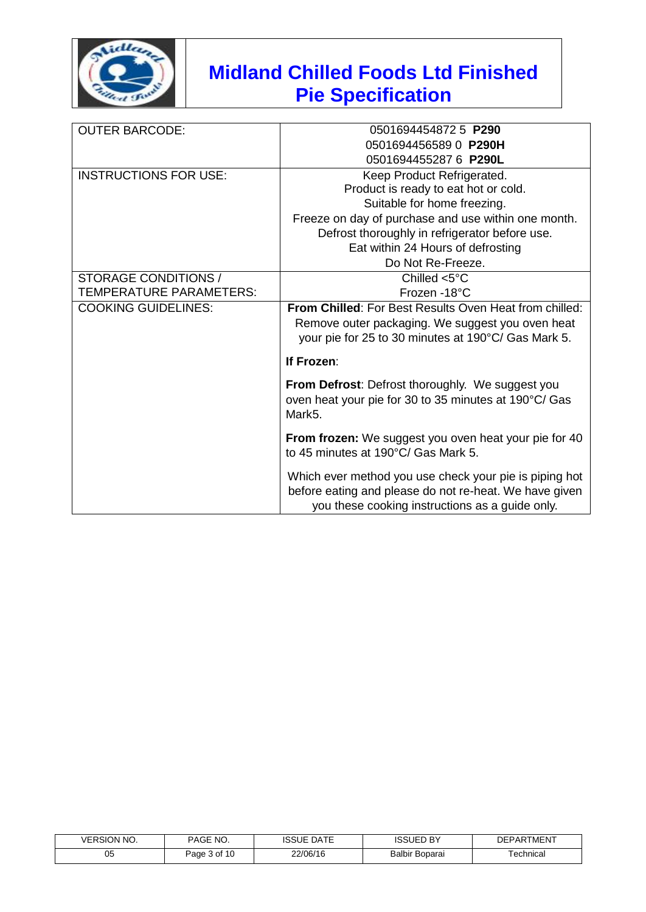# Midland Chilled Foods Ltd Finished Pie Specification

| | |
|---|---|
| OUTER BARCODE: | 0501694454872 5 **P290**<br>0501694456589 0 **P290H**<br>0501694455287 6 **P290L** |
| INSTRUCTIONS FOR USE: | Keep Product Refrigerated.<br>Product is ready to eat hot or cold.<br>Suitable for home freezing.<br>Freeze on day of purchase and use within one month.<br>Defrost thoroughly in refrigerator before use.<br>Eat within 24 Hours of defrosting<br>Do Not Re-Freeze. |
| STORAGE CONDITIONS / TEMPERATURE PARAMETERS: | Chilled <5°C<br>Frozen -18°C |
| COOKING GUIDELINES: | **From Chilled**: For Best Results Oven Heat from chilled: Remove outer packaging. We suggest you oven heat your pie for 25 to 30 minutes at 190°C/ Gas Mark 5.<br><br>**If Frozen**:<br><br>**From Defrost**: Defrost thoroughly. We suggest you oven heat your pie for 30 to 35 minutes at 190°C/ Gas Mark5.<br><br>**From frozen:** We suggest you oven heat your pie for 40 to 45 minutes at 190°C/ Gas Mark 5.<br><br>Which ever method you use check your pie is piping hot before eating and please do not re-heat. We have given you these cooking instructions as a guide only. |

| VERSION NO. | PAGE NO. | ISSUE DATE | ISSUED BY | DEPARTMENT |
|---|---|---|---|---|
| 05 | Page 3 of 10 | 22/06/16 | Balbir Boparai | Technical |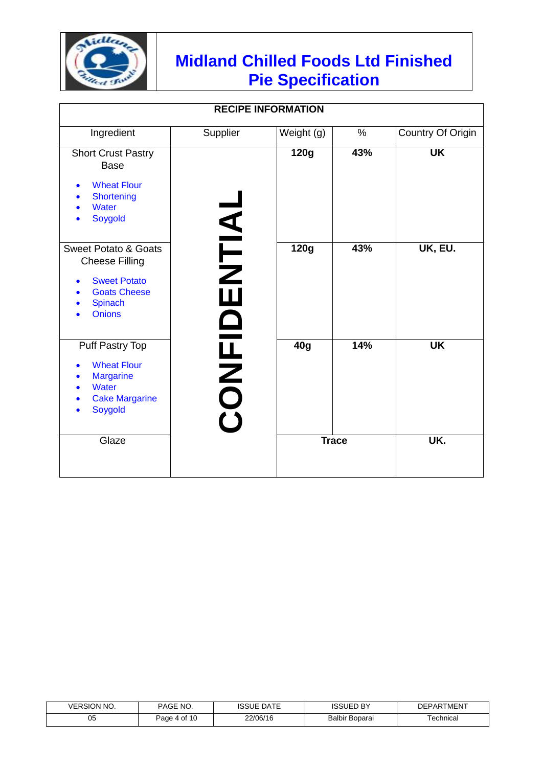# Midland Chilled Foods Ltd Finished Pie Specification

| RECIPE INFORMATION | | | | |
|---|---|---|---|---|
| Ingredient | Supplier | Weight (g) | % | Country Of Origin |
| Short Crust Pastry Base<br>• Wheat Flour<br>• Shortening<br>• Water<br>• Soygold | CONFIDENTIAL | **120g** | **43%** | **UK** |
| Sweet Potato & Goats Cheese Filling<br>• Sweet Potato<br>• Goats Cheese<br>• Spinach<br>• Onions | | **120g** | **43%** | **UK, EU.** |
| Puff Pastry Top<br>• Wheat Flour<br>• Margarine<br>• Water<br>• Cake Margarine<br>• Soygold | | **40g** | **14%** | **UK** |
| Glaze | | **Trace** | | **UK.** |

| VERSION NO. | PAGE NO. | ISSUE DATE | ISSUED BY | DEPARTMENT |
|---|---|---|---|---|
| 05 | Page 4 of 10 | 22/06/16 | Balbir Boparai | Technical |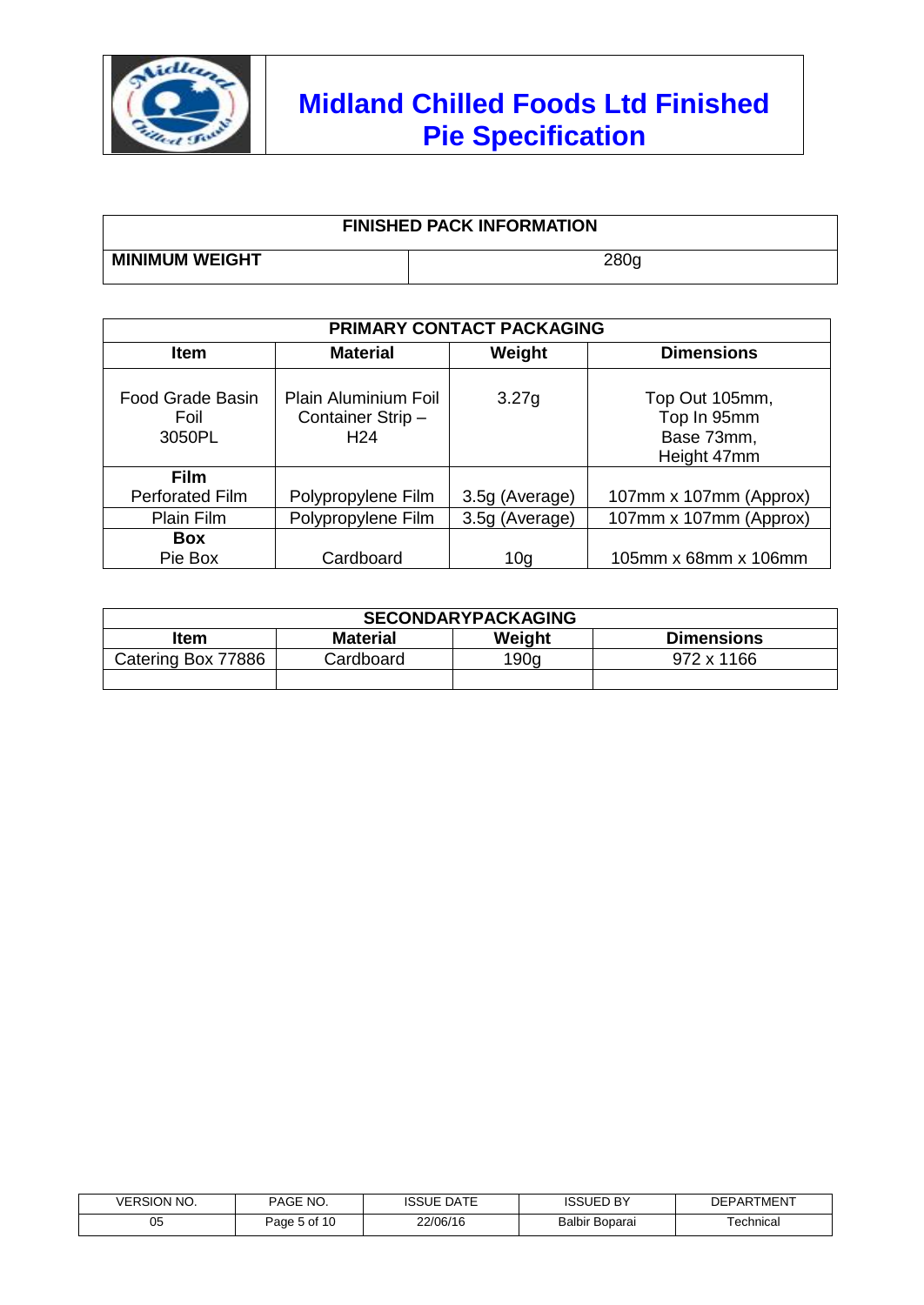# Midland Chilled Foods Ltd Finished Pie Specification

| FINISHED PACK INFORMATION | |
|---|---|
| **MINIMUM WEIGHT** | 280g |

| PRIMARY CONTACT PACKAGING | | | |
|---|---|---|---|
| **Item** | **Material** | **Weight** | **Dimensions** |
| Food Grade Basin Foil 3050PL | Plain Aluminium Foil Container Strip – H24 | 3.27g | Top Out 105mm, Top In 95mm Base 73mm, Height 47mm |
| **Film** | | | |
| Perforated Film | Polypropylene Film | 3.5g (Average) | 107mm x 107mm (Approx) |
| Plain Film | Polypropylene Film | 3.5g (Average) | 107mm x 107mm (Approx) |
| **Box** | | | |
| Pie Box | Cardboard | 10g | 105mm x 68mm x 106mm |

| SECONDARYPACKAGING | | | |
|---|---|---|---|
| **Item** | **Material** | **Weight** | **Dimensions** |
| Catering Box 77886 | Cardboard | 190g | 972 x 1166 |
| | | | |

| VERSION NO. | PAGE NO. | ISSUE DATE | ISSUED BY | DEPARTMENT |
|---|---|---|---|---|
| 05 | Page 5 of 10 | 22/06/16 | Balbir Boparai | Technical |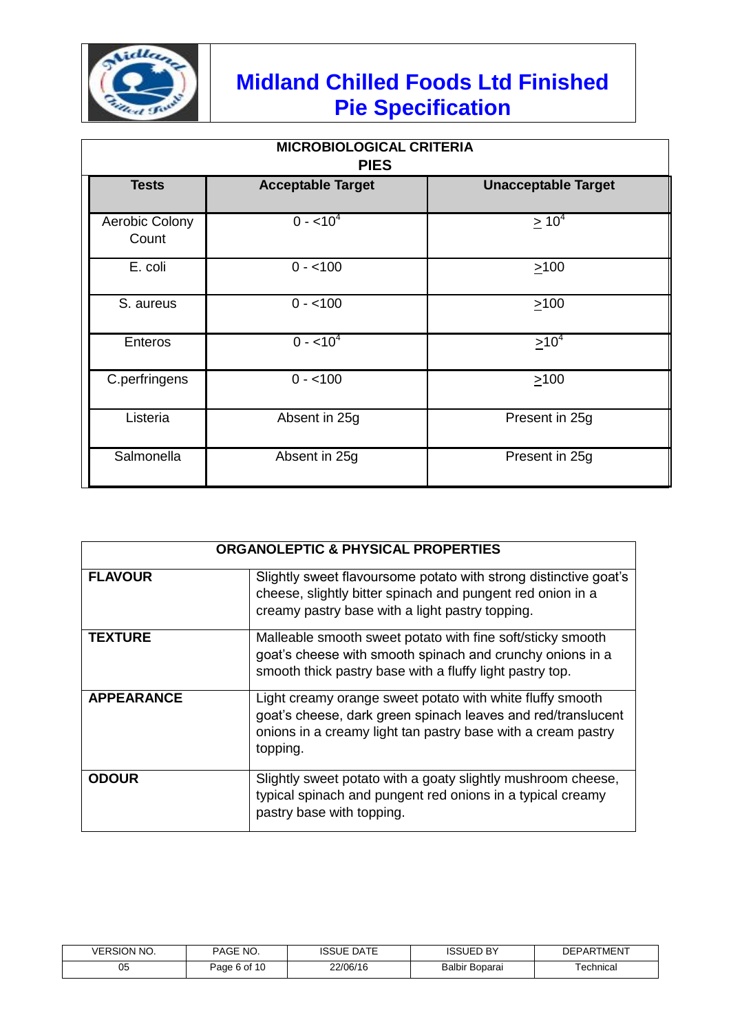# Midland Chilled Foods Ltd Finished Pie Specification

| MICROBIOLOGICAL CRITERIA PIES | | |
|---|---|---|
| **Tests** | **Acceptable Target** | **Unacceptable Target** |
| Aerobic Colony Count | 0 - $<10^4$ | $\geq 10^4$ |
| E. coli | 0 - <100 | $\geq$100 |
| S. aureus | 0 - <100 | $\geq$100 |
| Enteros | 0 - $<10^4$ | $\geq 10^4$ |
| C.perfringens | 0 - <100 | $\geq$100 |
| Listeria | Absent in 25g | Present in 25g |
| Salmonella | Absent in 25g | Present in 25g |

| ORGANOLEPTIC & PHYSICAL PROPERTIES | |
|---|---|
| **FLAVOUR** | Slightly sweet flavoursome potato with strong distinctive goat's cheese, slightly bitter spinach and pungent red onion in a creamy pastry base with a light pastry topping. |
| **TEXTURE** | Malleable smooth sweet potato with fine soft/sticky smooth goat's cheese with smooth spinach and crunchy onions in a smooth thick pastry base with a fluffy light pastry top. |
| **APPEARANCE** | Light creamy orange sweet potato with white fluffy smooth goat's cheese, dark green spinach leaves and red/translucent onions in a creamy light tan pastry base with a cream pastry topping. |
| **ODOUR** | Slightly sweet potato with a goaty slightly mushroom cheese, typical spinach and pungent red onions in a typical creamy pastry base with topping. |

| VERSION NO. | PAGE NO. | ISSUE DATE | ISSUED BY | DEPARTMENT |
|---|---|---|---|---|
| 05 | Page 6 of 10 | 22/06/16 | Balbir Boparai | Technical |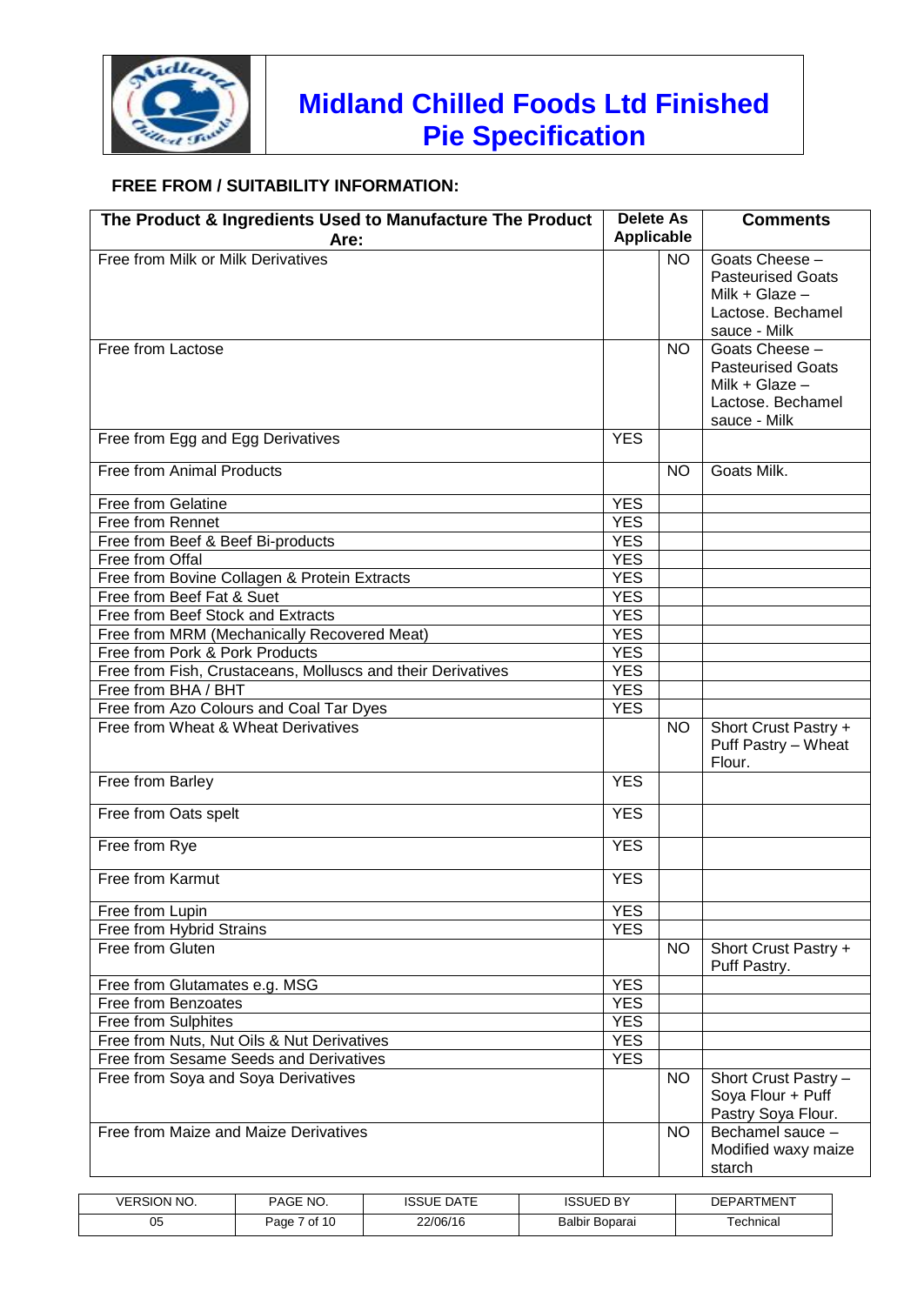# Midland Chilled Foods Ltd Finished Pie Specification

## FREE FROM / SUITABILITY INFORMATION:

| The Product & Ingredients Used to Manufacture The Product Are: | Delete As Applicable | | Comments |
|---|---|---|---|
| Free from Milk or Milk Derivatives | | NO | Goats Cheese – Pasteurised Goats Milk + Glaze – Lactose. Bechamel sauce - Milk |
| Free from Lactose | | NO | Goats Cheese – Pasteurised Goats Milk + Glaze – Lactose. Bechamel sauce - Milk |
| Free from Egg and Egg Derivatives | YES | | |
| Free from Animal Products | | NO | Goats Milk. |
| Free from Gelatine | YES | | |
| Free from Rennet | YES | | |
| Free from Beef & Beef Bi-products | YES | | |
| Free from Offal | YES | | |
| Free from Bovine Collagen & Protein Extracts | YES | | |
| Free from Beef Fat & Suet | YES | | |
| Free from Beef Stock and Extracts | YES | | |
| Free from MRM (Mechanically Recovered Meat) | YES | | |
| Free from Pork & Pork Products | YES | | |
| Free from Fish, Crustaceans, Molluscs and their Derivatives | YES | | |
| Free from BHA / BHT | YES | | |
| Free from Azo Colours and Coal Tar Dyes | YES | | |
| Free from Wheat & Wheat Derivatives | | NO | Short Crust Pastry + Puff Pastry – Wheat Flour. |
| Free from Barley | YES | | |
| Free from Oats spelt | YES | | |
| Free from Rye | YES | | |
| Free from Karmut | YES | | |
| Free from Lupin | YES | | |
| Free from Hybrid Strains | YES | | |
| Free from Gluten | | NO | Short Crust Pastry + Puff Pastry. |
| Free from Glutamates e.g. MSG | YES | | |
| Free from Benzoates | YES | | |
| Free from Sulphites | YES | | |
| Free from Nuts, Nut Oils & Nut Derivatives | YES | | |
| Free from Sesame Seeds and Derivatives | YES | | |
| Free from Soya and Soya Derivatives | | NO | Short Crust Pastry – Soya Flour + Puff Pastry Soya Flour. |
| Free from Maize and Maize Derivatives | | NO | Bechamel sauce – Modified waxy maize starch |

| VERSION NO. | PAGE NO. | ISSUE DATE | ISSUED BY | DEPARTMENT |
|---|---|---|---|---|
| 05 | Page 7 of 10 | 22/06/16 | Balbir Boparai | Technical |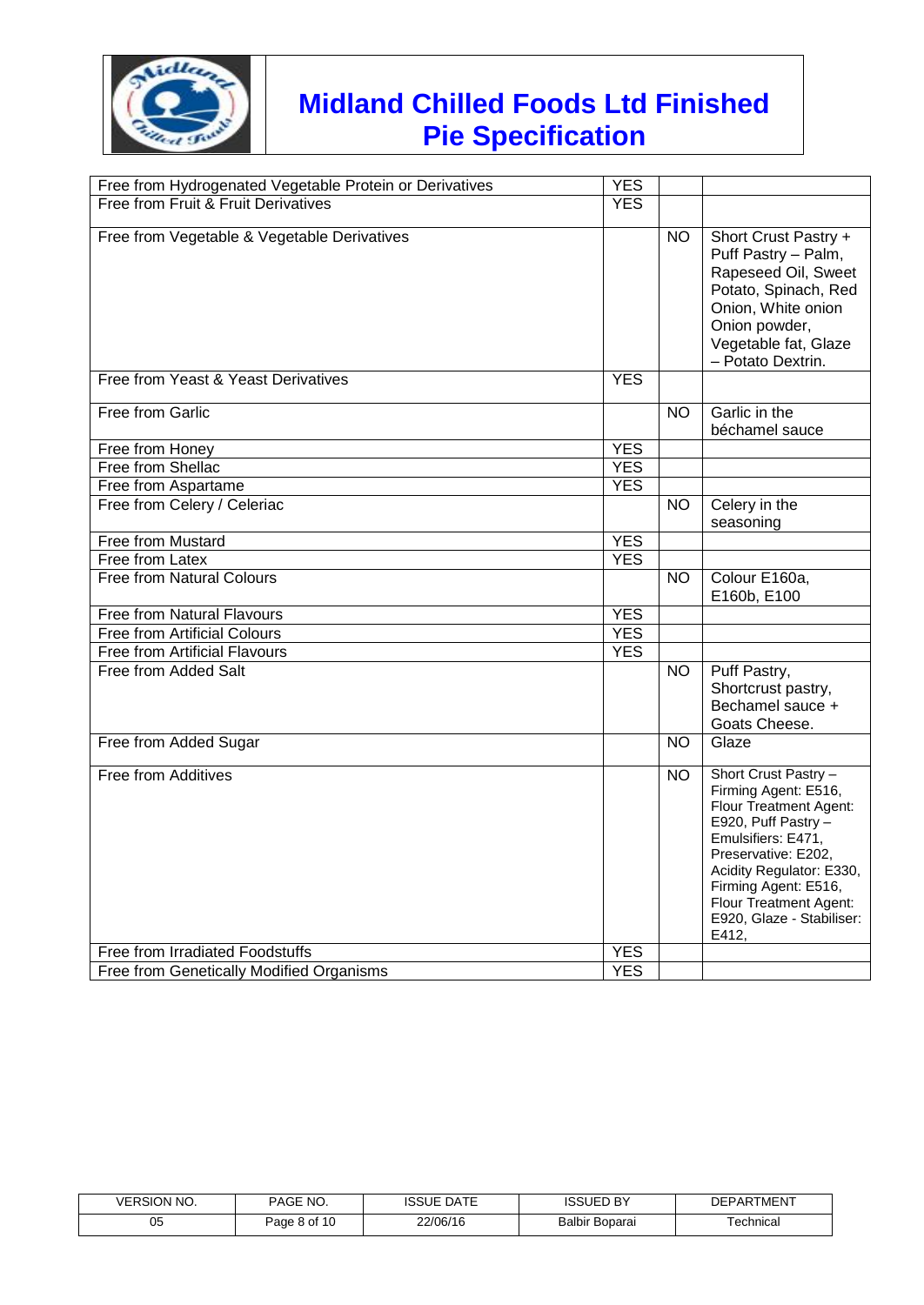# Midland Chilled Foods Ltd Finished Pie Specification

| | | | |
|---|---|---|---|
| Free from Hydrogenated Vegetable Protein or Derivatives | YES | | |
| Free from Fruit & Fruit Derivatives | YES | | |
| Free from Vegetable & Vegetable Derivatives | | NO | Short Crust Pastry + Puff Pastry – Palm, Rapeseed Oil, Sweet Potato, Spinach, Red Onion, White onion Onion powder, Vegetable fat, Glaze – Potato Dextrin. |
| Free from Yeast & Yeast Derivatives | YES | | |
| Free from Garlic | | NO | Garlic in the béchamel sauce |
| Free from Honey | YES | | |
| Free from Shellac | YES | | |
| Free from Aspartame | YES | | |
| Free from Celery / Celeriac | | NO | Celery in the seasoning |
| Free from Mustard | YES | | |
| Free from Latex | YES | | |
| Free from Natural Colours | | NO | Colour E160a, E160b, E100 |
| Free from Natural Flavours | YES | | |
| Free from Artificial Colours | YES | | |
| Free from Artificial Flavours | YES | | |
| Free from Added Salt | | NO | Puff Pastry, Shortcrust pastry, Bechamel sauce + Goats Cheese. |
| Free from Added Sugar | | NO | Glaze |
| Free from Additives | | NO | Short Crust Pastry – Firming Agent: E516, Flour Treatment Agent: E920, Puff Pastry – Emulsifiers: E471, Preservative: E202, Acidity Regulator: E330, Firming Agent: E516, Flour Treatment Agent: E920, Glaze - Stabiliser: E412, |
| Free from Irradiated Foodstuffs | YES | | |
| Free from Genetically Modified Organisms | YES | | |

| VERSION NO. | PAGE NO. | ISSUE DATE | ISSUED BY | DEPARTMENT |
|---|---|---|---|---|
| 05 | Page 8 of 10 | 22/06/16 | Balbir Boparai | Technical |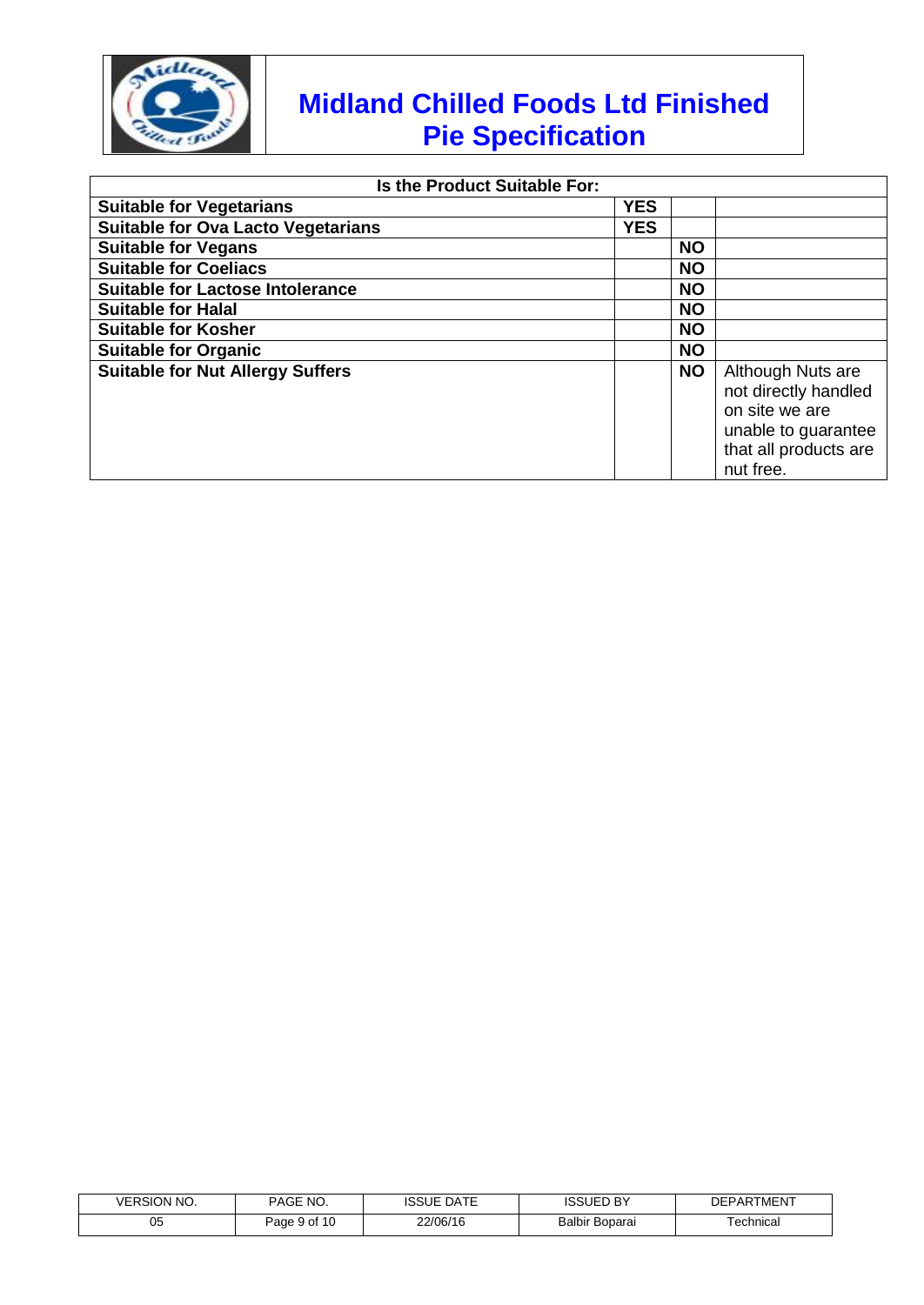# Midland Chilled Foods Ltd Finished Pie Specification

| Is the Product Suitable For: | | | |
|---|---|---|---|
| **Suitable for Vegetarians** | **YES** | | |
| **Suitable for Ova Lacto Vegetarians** | **YES** | | |
| **Suitable for Vegans** | | **NO** | |
| **Suitable for Coeliacs** | | **NO** | |
| **Suitable for Lactose Intolerance** | | **NO** | |
| **Suitable for Halal** | | **NO** | |
| **Suitable for Kosher** | | **NO** | |
| **Suitable for Organic** | | **NO** | |
| **Suitable for Nut Allergy Suffers** | | **NO** | Although Nuts are not directly handled on site we are unable to guarantee that all products are nut free. |

| VERSION NO. | PAGE NO. | ISSUE DATE | ISSUED BY | DEPARTMENT |
|---|---|---|---|---|
| 05 | Page 9 of 10 | 22/06/16 | Balbir Boparai | Technical |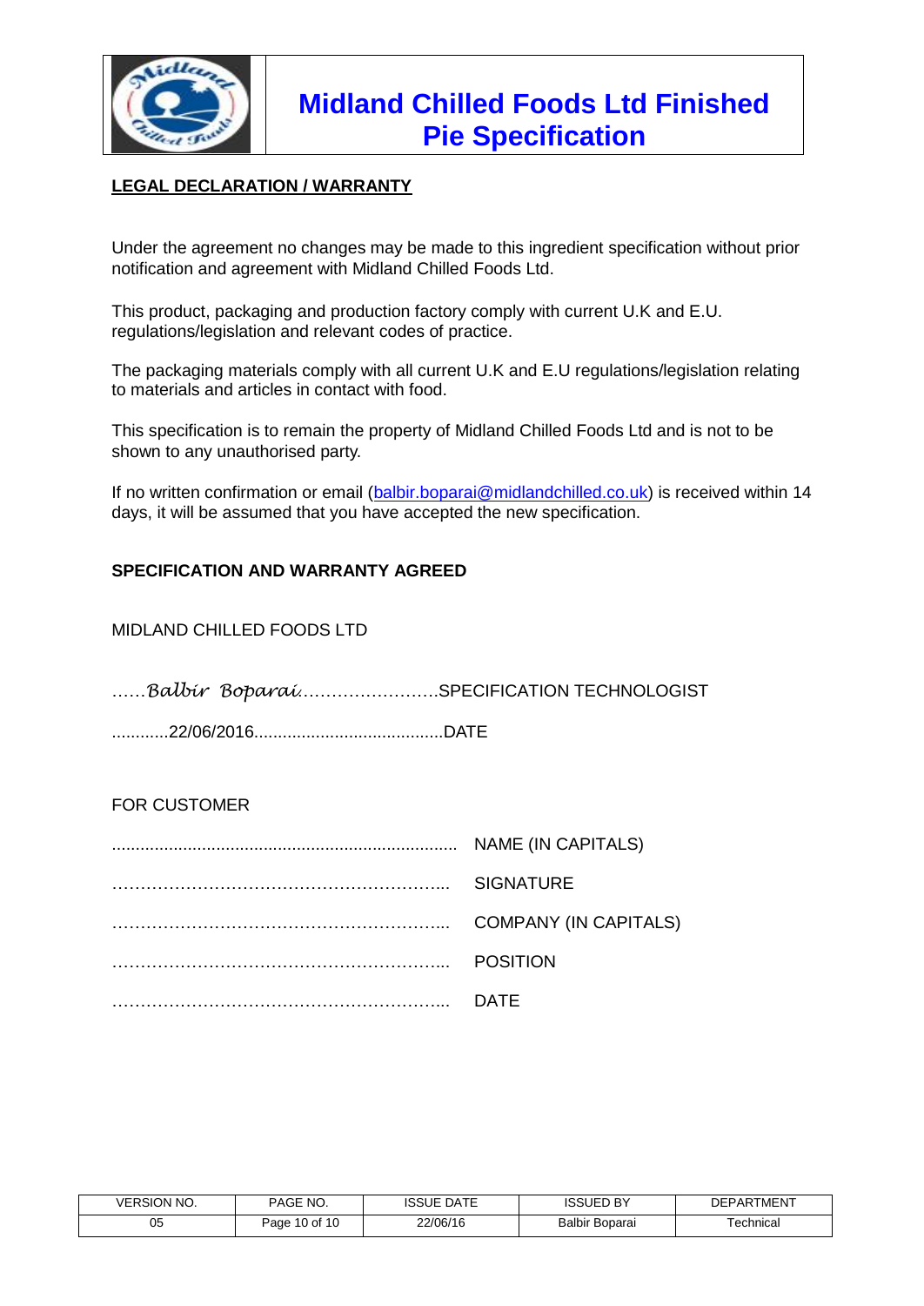# Midland Chilled Foods Ltd Finished Pie Specification

**LEGAL DECLARATION / WARRANTY**

Under the agreement no changes may be made to this ingredient specification without prior notification and agreement with Midland Chilled Foods Ltd.

This product, packaging and production factory comply with current U.K and E.U. regulations/legislation and relevant codes of practice.

The packaging materials comply with all current U.K and E.U regulations/legislation relating to materials and articles in contact with food.

This specification is to remain the property of Midland Chilled Foods Ltd and is not to be shown to any unauthorised party.

If no written confirmation or email (balbir.boparai@midlandchilled.co.uk) is received within 14 days, it will be assumed that you have accepted the new specification.

**SPECIFICATION AND WARRANTY AGREED**

MIDLAND CHILLED FOODS LTD

……*Balbir Boparai*…………………….SPECIFICATION TECHNOLOGIST

............22/06/2016........................................DATE

FOR CUSTOMER

......................................................................... NAME (IN CAPITALS)

………………………………………………... SIGNATURE

………………………………………………... COMPANY (IN CAPITALS)

………………………………………………... POSITION

………………………………………………... DATE

| VERSION NO. | PAGE NO. | ISSUE DATE | ISSUED BY | DEPARTMENT |
|---|---|---|---|---|
| 05 | Page 10 of 10 | 22/06/16 | Balbir Boparai | Technical |